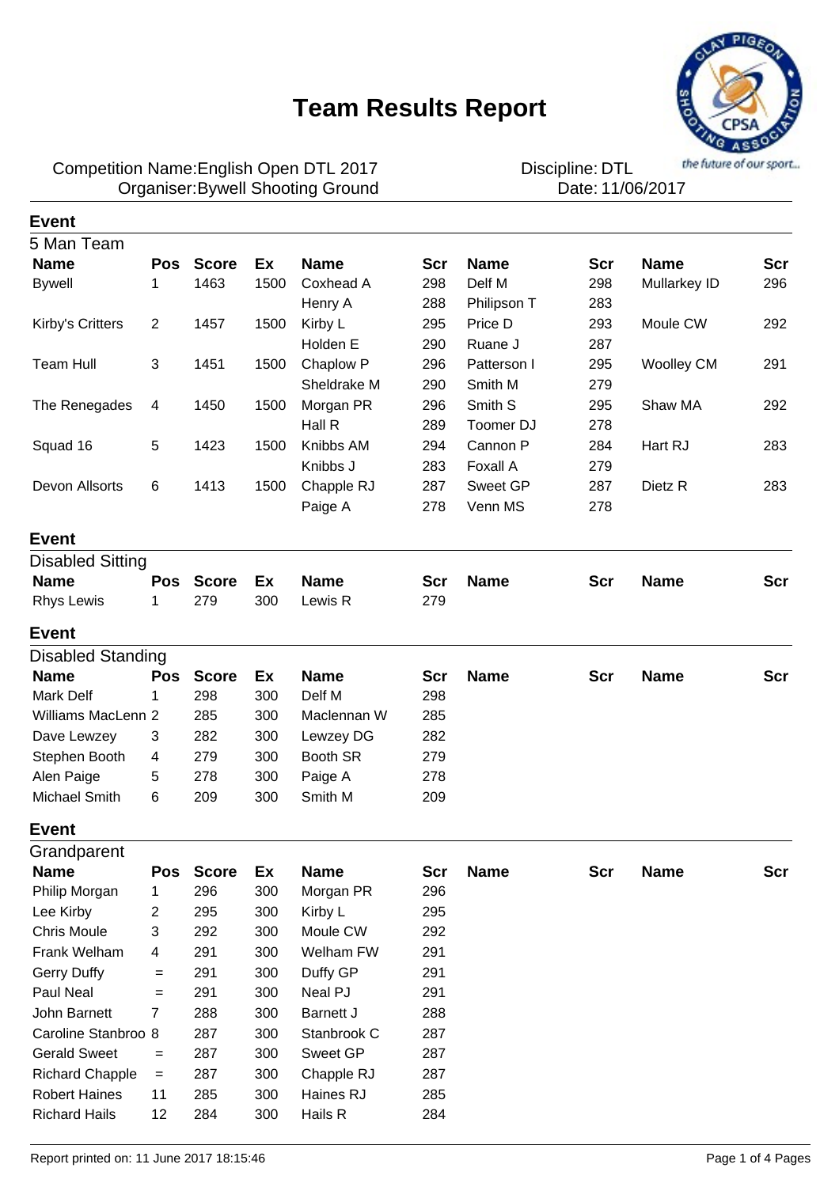# Team Results Report

Competition Name: English Open DTL 2017
Organiser: Bywell Shooting Ground

Discipline: DTL
Date: 11/06/2017

## Event

### 5 Man Team

| Name | Pos | Score | Ex | Name | Scr | Name | Scr | Name | Scr |
|---|---|---|---|---|---|---|---|---|---|
| Bywell | 1 | 1463 | 1500 | Coxhead A | 298 | Delf M | 298 | Mullarkey ID | 296 |
| | | | | Henry A | 288 | Philipson T | 283 | | |
| Kirby's Critters | 2 | 1457 | 1500 | Kirby L | 295 | Price D | 293 | Moule CW | 292 |
| | | | | Holden E | 290 | Ruane J | 287 | | |
| Team Hull | 3 | 1451 | 1500 | Chaplow P | 296 | Patterson I | 295 | Woolley CM | 291 |
| | | | | Sheldrake M | 290 | Smith M | 279 | | |
| The Renegades | 4 | 1450 | 1500 | Morgan PR | 296 | Smith S | 295 | Shaw MA | 292 |
| | | | | Hall R | 289 | Toomer DJ | 278 | | |
| Squad 16 | 5 | 1423 | 1500 | Knibbs AM | 294 | Cannon P | 284 | Hart RJ | 283 |
| | | | | Knibbs J | 283 | Foxall A | 279 | | |
| Devon Allsorts | 6 | 1413 | 1500 | Chapple RJ | 287 | Sweet GP | 287 | Dietz R | 283 |
| | | | | Paige A | 278 | Venn MS | 278 | | |

## Event

### Disabled Sitting

| Name | Pos | Score | Ex | Name | Scr | Name | Scr | Name | Scr |
|---|---|---|---|---|---|---|---|---|---|
| Rhys Lewis | 1 | 279 | 300 | Lewis R | 279 | | | | |

## Event

### Disabled Standing

| Name | Pos | Score | Ex | Name | Scr | Name | Scr | Name | Scr |
|---|---|---|---|---|---|---|---|---|---|
| Mark Delf | 1 | 298 | 300 | Delf M | 298 | | | | |
| Williams MacLenn | 2 | 285 | 300 | Maclennan W | 285 | | | | |
| Dave Lewzey | 3 | 282 | 300 | Lewzey DG | 282 | | | | |
| Stephen Booth | 4 | 279 | 300 | Booth SR | 279 | | | | |
| Alen Paige | 5 | 278 | 300 | Paige A | 278 | | | | |
| Michael Smith | 6 | 209 | 300 | Smith M | 209 | | | | |

## Event

### Grandparent

| Name | Pos | Score | Ex | Name | Scr | Name | Scr | Name | Scr |
|---|---|---|---|---|---|---|---|---|---|
| Philip Morgan | 1 | 296 | 300 | Morgan PR | 296 | | | | |
| Lee Kirby | 2 | 295 | 300 | Kirby L | 295 | | | | |
| Chris Moule | 3 | 292 | 300 | Moule CW | 292 | | | | |
| Frank Welham | 4 | 291 | 300 | Welham FW | 291 | | | | |
| Gerry Duffy | = | 291 | 300 | Duffy GP | 291 | | | | |
| Paul Neal | = | 291 | 300 | Neal PJ | 291 | | | | |
| John Barnett | 7 | 288 | 300 | Barnett J | 288 | | | | |
| Caroline Stanbroo | 8 | 287 | 300 | Stanbrook C | 287 | | | | |
| Gerald Sweet | = | 287 | 300 | Sweet GP | 287 | | | | |
| Richard Chapple | = | 287 | 300 | Chapple RJ | 287 | | | | |
| Robert Haines | 11 | 285 | 300 | Haines RJ | 285 | | | | |
| Richard Hails | 12 | 284 | 300 | Hails R | 284 | | | | |

Report printed on: 11 June 2017 18:15:46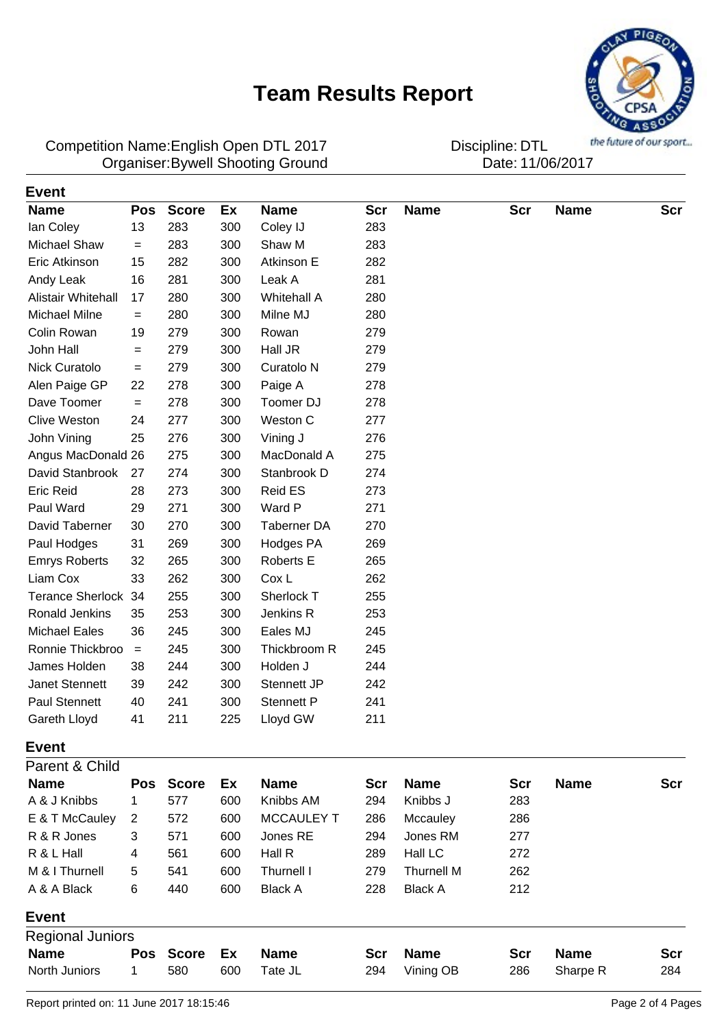# Team Results Report

Competition Name:English Open DTL 2017
Organiser:Bywell Shooting Ground

Discipline: DTL
Date: 11/06/2017

## Event

| Name | Pos | Score | Ex | Name | Scr | Name | Scr | Name | Scr |
|---|---|---|---|---|---|---|---|---|---|
| Ian Coley | 13 | 283 | 300 | Coley IJ | 283 | | | | |
| Michael Shaw | = | 283 | 300 | Shaw M | 283 | | | | |
| Eric Atkinson | 15 | 282 | 300 | Atkinson E | 282 | | | | |
| Andy Leak | 16 | 281 | 300 | Leak A | 281 | | | | |
| Alistair Whitehall | 17 | 280 | 300 | Whitehall A | 280 | | | | |
| Michael Milne | = | 280 | 300 | Milne MJ | 280 | | | | |
| Colin Rowan | 19 | 279 | 300 | Rowan | 279 | | | | |
| John Hall | = | 279 | 300 | Hall JR | 279 | | | | |
| Nick Curatolo | = | 279 | 300 | Curatolo N | 279 | | | | |
| Alen Paige GP | 22 | 278 | 300 | Paige A | 278 | | | | |
| Dave Toomer | = | 278 | 300 | Toomer DJ | 278 | | | | |
| Clive Weston | 24 | 277 | 300 | Weston C | 277 | | | | |
| John Vining | 25 | 276 | 300 | Vining J | 276 | | | | |
| Angus MacDonald | 26 | 275 | 300 | MacDonald A | 275 | | | | |
| David Stanbrook | 27 | 274 | 300 | Stanbrook D | 274 | | | | |
| Eric Reid | 28 | 273 | 300 | Reid ES | 273 | | | | |
| Paul Ward | 29 | 271 | 300 | Ward P | 271 | | | | |
| David Taberner | 30 | 270 | 300 | Taberner DA | 270 | | | | |
| Paul Hodges | 31 | 269 | 300 | Hodges PA | 269 | | | | |
| Emrys Roberts | 32 | 265 | 300 | Roberts E | 265 | | | | |
| Liam Cox | 33 | 262 | 300 | Cox L | 262 | | | | |
| Terance Sherlock | 34 | 255 | 300 | Sherlock T | 255 | | | | |
| Ronald Jenkins | 35 | 253 | 300 | Jenkins R | 253 | | | | |
| Michael Eales | 36 | 245 | 300 | Eales MJ | 245 | | | | |
| Ronnie Thickbroo | = | 245 | 300 | Thickbroom R | 245 | | | | |
| James Holden | 38 | 244 | 300 | Holden J | 244 | | | | |
| Janet Stennett | 39 | 242 | 300 | Stennett JP | 242 | | | | |
| Paul Stennett | 40 | 241 | 300 | Stennett P | 241 | | | | |
| Gareth Lloyd | 41 | 211 | 225 | Lloyd GW | 211 | | | | |

## Event

Parent & Child

| Name | Pos | Score | Ex | Name | Scr | Name | Scr | Name | Scr |
|---|---|---|---|---|---|---|---|---|---|
| A & J Knibbs | 1 | 577 | 600 | Knibbs AM | 294 | Knibbs J | 283 | | |
| E & T McCauley | 2 | 572 | 600 | MCCAULEY T | 286 | Mccauley | 286 | | |
| R & R Jones | 3 | 571 | 600 | Jones RE | 294 | Jones RM | 277 | | |
| R & L Hall | 4 | 561 | 600 | Hall R | 289 | Hall LC | 272 | | |
| M & I Thurnell | 5 | 541 | 600 | Thurnell I | 279 | Thurnell M | 262 | | |
| A & A Black | 6 | 440 | 600 | Black A | 228 | Black A | 212 | | |

## Event

Regional Juniors

| Name | Pos | Score | Ex | Name | Scr | Name | Scr | Name | Scr |
|---|---|---|---|---|---|---|---|---|---|
| North Juniors | 1 | 580 | 600 | Tate JL | 294 | Vining OB | 286 | Sharpe R | 284 |

Report printed on: 11 June 2017 18:15:46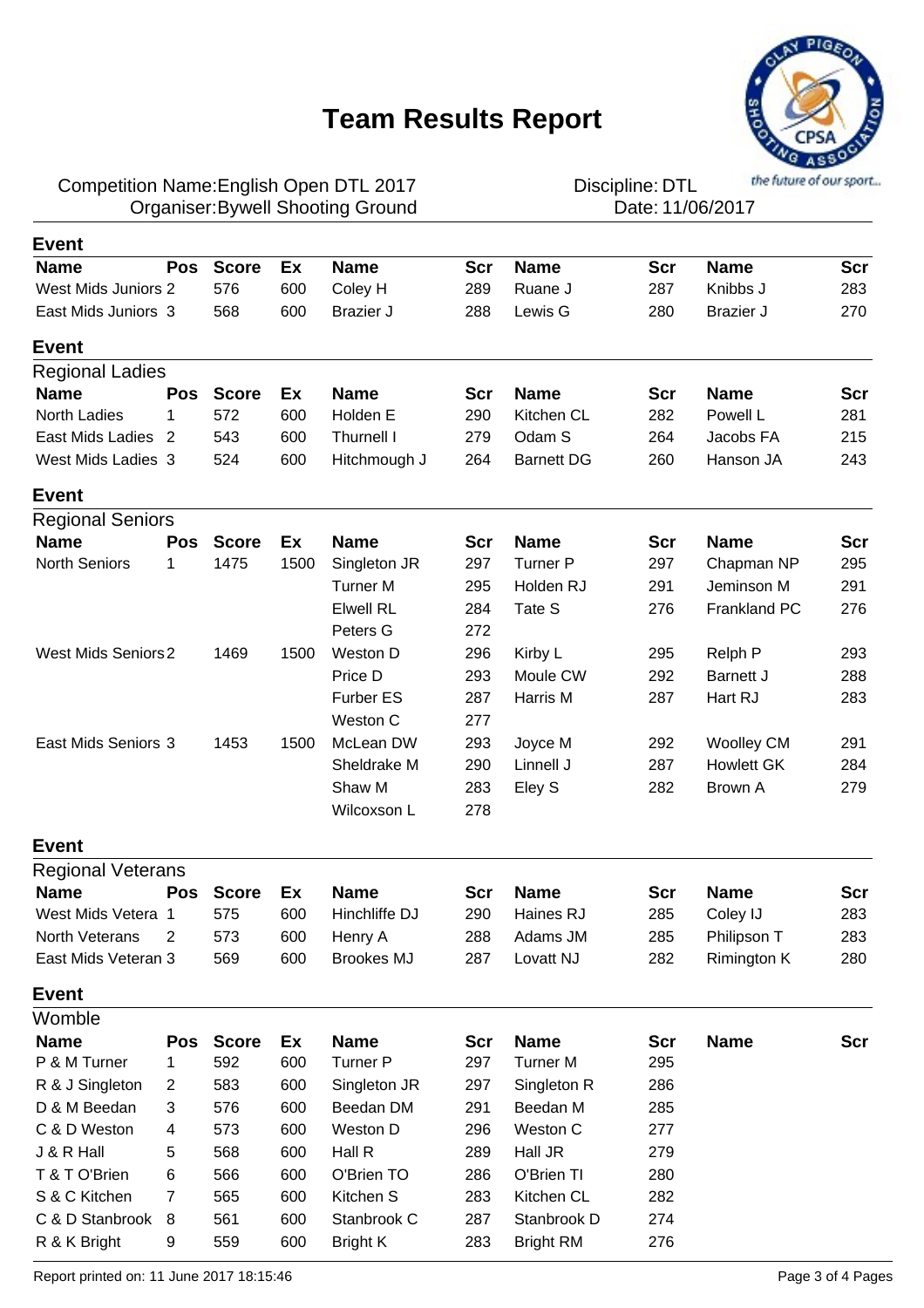# Team Results Report

Competition Name:English Open DTL 2017
Organiser:Bywell Shooting Ground

Discipline: DTL
Date: 11/06/2017

## Event

| Name | Pos | Score | Ex | Name | Scr | Name | Scr | Name | Scr |
|---|---|---|---|---|---|---|---|---|---|
| West Mids Juniors | 2 | 576 | 600 | Coley H | 289 | Ruane J | 287 | Knibbs J | 283 |
| East Mids Juniors | 3 | 568 | 600 | Brazier J | 288 | Lewis G | 280 | Brazier J | 270 |

## Event

Regional Ladies

| Name | Pos | Score | Ex | Name | Scr | Name | Scr | Name | Scr |
|---|---|---|---|---|---|---|---|---|---|
| North Ladies | 1 | 572 | 600 | Holden E | 290 | Kitchen CL | 282 | Powell L | 281 |
| East Mids Ladies | 2 | 543 | 600 | Thurnell I | 279 | Odam S | 264 | Jacobs FA | 215 |
| West Mids Ladies | 3 | 524 | 600 | Hitchmough J | 264 | Barnett DG | 260 | Hanson JA | 243 |

## Event

Regional Seniors

| Name | Pos | Score | Ex | Name | Scr | Name | Scr | Name | Scr |
|---|---|---|---|---|---|---|---|---|---|
| North Seniors | 1 | 1475 | 1500 | Singleton JR | 297 | Turner P | 297 | Chapman NP | 295 |
| | | | | Turner M | 295 | Holden RJ | 291 | Jeminson M | 291 |
| | | | | Elwell RL | 284 | Tate S | 276 | Frankland PC | 276 |
| | | | | Peters G | 272 | | | | |
| West Mids Seniors | 2 | 1469 | 1500 | Weston D | 296 | Kirby L | 295 | Relph P | 293 |
| | | | | Price D | 293 | Moule CW | 292 | Barnett J | 288 |
| | | | | Furber ES | 287 | Harris M | 287 | Hart RJ | 283 |
| | | | | Weston C | 277 | | | | |
| East Mids Seniors | 3 | 1453 | 1500 | McLean DW | 293 | Joyce M | 292 | Woolley CM | 291 |
| | | | | Sheldrake M | 290 | Linnell J | 287 | Howlett GK | 284 |
| | | | | Shaw M | 283 | Eley S | 282 | Brown A | 279 |
| | | | | Wilcoxson L | 278 | | | | |

## Event

Regional Veterans

| Name | Pos | Score | Ex | Name | Scr | Name | Scr | Name | Scr |
|---|---|---|---|---|---|---|---|---|---|
| West Mids Vetera | 1 | 575 | 600 | Hinchliffe DJ | 290 | Haines RJ | 285 | Coley IJ | 283 |
| North Veterans | 2 | 573 | 600 | Henry A | 288 | Adams JM | 285 | Philipson T | 283 |
| East Mids Veteran | 3 | 569 | 600 | Brookes MJ | 287 | Lovatt NJ | 282 | Rimington K | 280 |

## Event

Womble

| Name | Pos | Score | Ex | Name | Scr | Name | Scr | Name | Scr |
|---|---|---|---|---|---|---|---|---|---|
| P & M Turner | 1 | 592 | 600 | Turner P | 297 | Turner M | 295 | | |
| R & J Singleton | 2 | 583 | 600 | Singleton JR | 297 | Singleton R | 286 | | |
| D & M Beedan | 3 | 576 | 600 | Beedan DM | 291 | Beedan M | 285 | | |
| C & D Weston | 4 | 573 | 600 | Weston D | 296 | Weston C | 277 | | |
| J & R Hall | 5 | 568 | 600 | Hall R | 289 | Hall JR | 279 | | |
| T & T O'Brien | 6 | 566 | 600 | O'Brien TO | 286 | O'Brien TI | 280 | | |
| S & C Kitchen | 7 | 565 | 600 | Kitchen S | 283 | Kitchen CL | 282 | | |
| C & D Stanbrook | 8 | 561 | 600 | Stanbrook C | 287 | Stanbrook D | 274 | | |
| R & K Bright | 9 | 559 | 600 | Bright K | 283 | Bright RM | 276 | | |

Report printed on: 11 June 2017 18:15:46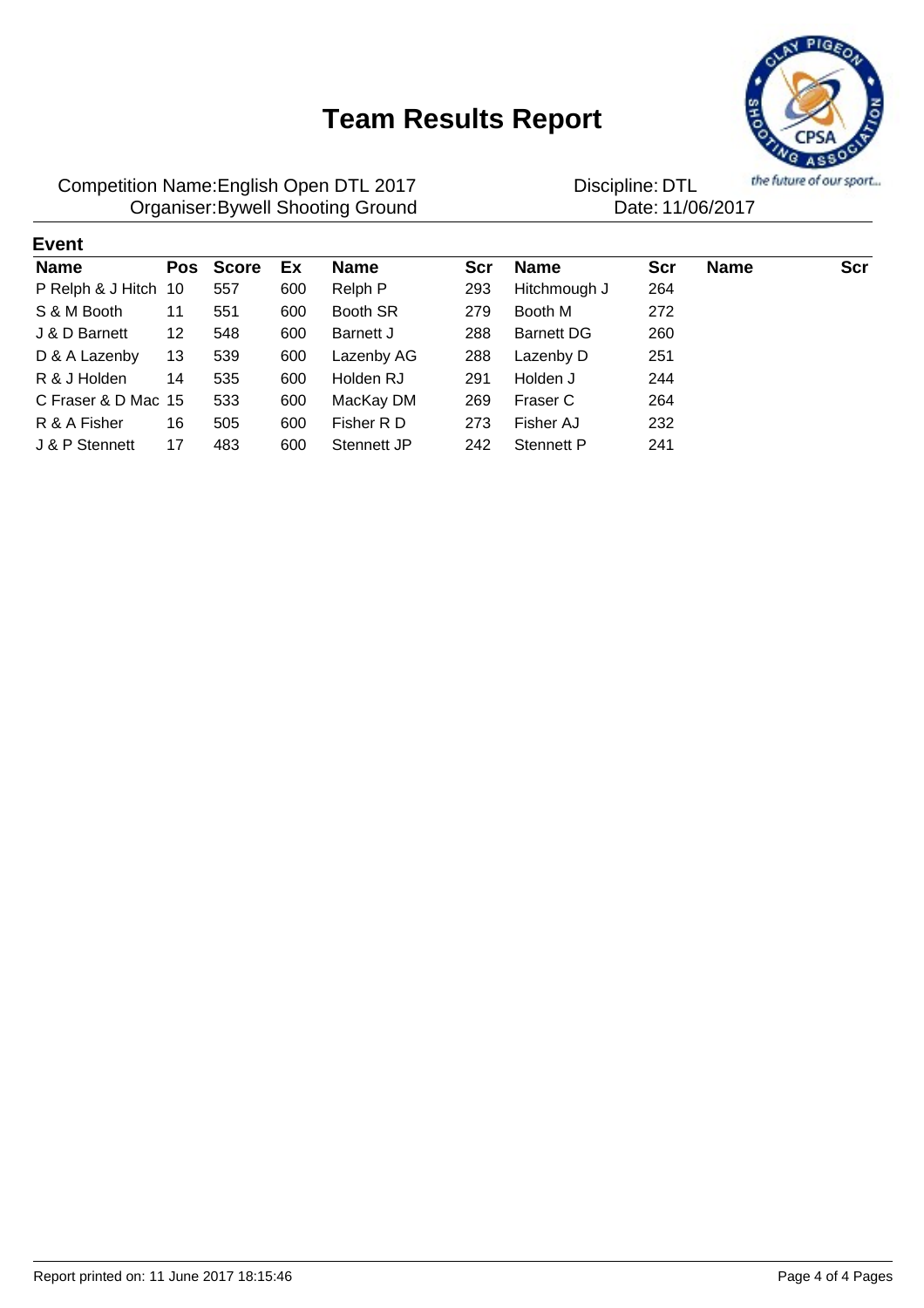# Team Results Report

Competition Name:English Open DTL 2017
Organiser:Bywell Shooting Ground

Discipline: DTL
Date: 11/06/2017

the future of our sport...

**Event**

| Name | Pos | Score | Ex | Name | Scr | Name | Scr | Name | Scr |
|---|---|---|---|---|---|---|---|---|---|
| P Relph & J Hitch | 10 | 557 | 600 | Relph P | 293 | Hitchmough J | 264 | | |
| S & M Booth | 11 | 551 | 600 | Booth SR | 279 | Booth M | 272 | | |
| J & D Barnett | 12 | 548 | 600 | Barnett J | 288 | Barnett DG | 260 | | |
| D & A Lazenby | 13 | 539 | 600 | Lazenby AG | 288 | Lazenby D | 251 | | |
| R & J Holden | 14 | 535 | 600 | Holden RJ | 291 | Holden J | 244 | | |
| C Fraser & D Mac | 15 | 533 | 600 | MacKay DM | 269 | Fraser C | 264 | | |
| R & A Fisher | 16 | 505 | 600 | Fisher R D | 273 | Fisher AJ | 232 | | |
| J & P Stennett | 17 | 483 | 600 | Stennett JP | 242 | Stennett P | 241 | | |

Report printed on: 11 June 2017 18:15:46